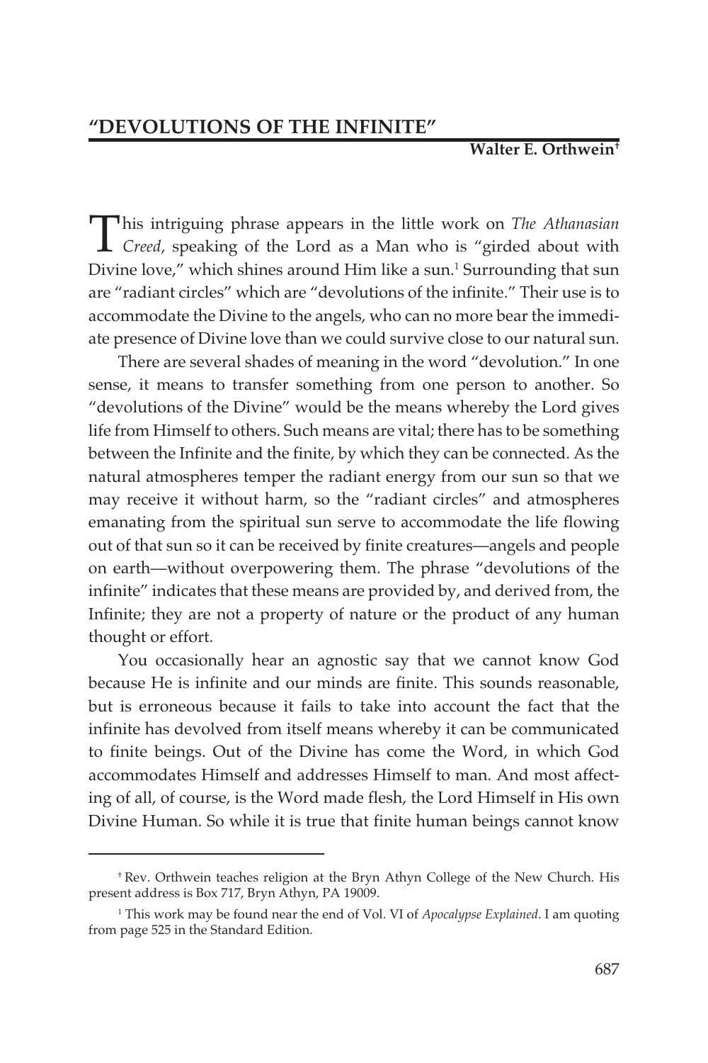## "DEVOLUTIONS OF THE INFINITE"

**Walter E. Orthwein**[†]

This intriguing phrase appears in the little work on *The Athanasian Creed*, speaking of the Lord as a Man who is "girded about with Divine love," which shines around Him like a sun.[1] Surrounding that sun are "radiant circles" which are "devolutions of the infinite." Their use is to accommodate the Divine to the angels, who can no more bear the immediate presence of Divine love than we could survive close to our natural sun.

There are several shades of meaning in the word "devolution." In one sense, it means to transfer something from one person to another. So "devolutions of the Divine" would be the means whereby the Lord gives life from Himself to others. Such means are vital; there has to be something between the Infinite and the finite, by which they can be connected. As the natural atmospheres temper the radiant energy from our sun so that we may receive it without harm, so the "radiant circles" and atmospheres emanating from the spiritual sun serve to accommodate the life flowing out of that sun so it can be received by finite creatures—angels and people on earth—without overpowering them. The phrase "devolutions of the infinite" indicates that these means are provided by, and derived from, the Infinite; they are not a property of nature or the product of any human thought or effort.

You occasionally hear an agnostic say that we cannot know God because He is infinite and our minds are finite. This sounds reasonable, but is erroneous because it fails to take into account the fact that the infinite has devolved from itself means whereby it can be communicated to finite beings. Out of the Divine has come the Word, in which God accommodates Himself and addresses Himself to man. And most affecting of all, of course, is the Word made flesh, the Lord Himself in His own Divine Human. So while it is true that finite human beings cannot know

---

[†] Rev. Orthwein teaches religion at the Bryn Athyn College of the New Church. His present address is Box 717, Bryn Athyn, PA 19009.

[1] This work may be found near the end of Vol. VI of *Apocalypse Explained*. I am quoting from page 525 in the Standard Edition.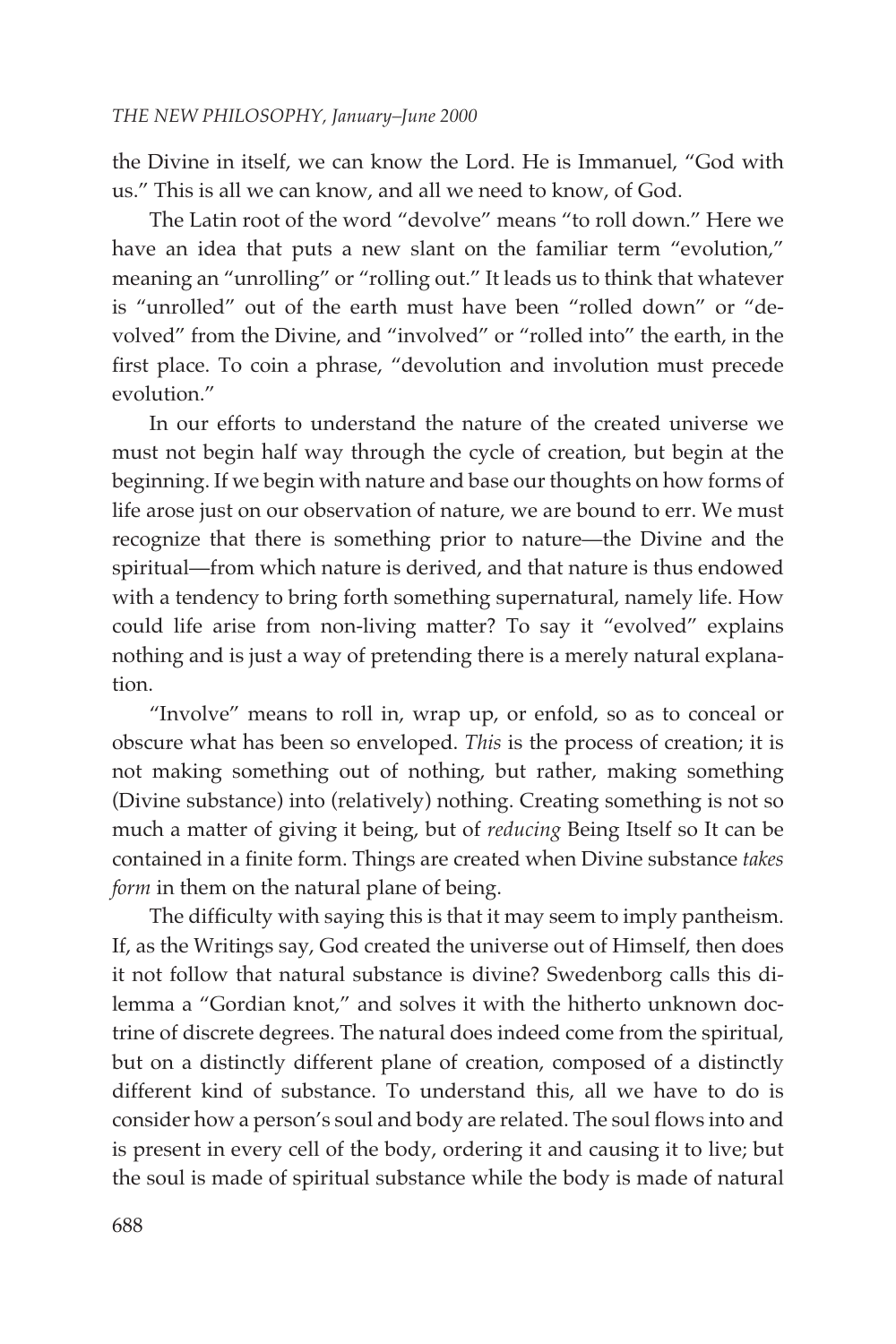the Divine in itself, we can know the Lord. He is Immanuel, "God with us." This is all we can know, and all we need to know, of God.

The Latin root of the word "devolve" means "to roll down." Here we have an idea that puts a new slant on the familiar term "evolution," meaning an "unrolling" or "rolling out." It leads us to think that whatever is "unrolled" out of the earth must have been "rolled down" or "devolved" from the Divine, and "involved" or "rolled into" the earth, in the first place. To coin a phrase, "devolution and involution must precede evolution."

In our efforts to understand the nature of the created universe we must not begin half way through the cycle of creation, but begin at the beginning. If we begin with nature and base our thoughts on how forms of life arose just on our observation of nature, we are bound to err. We must recognize that there is something prior to nature—the Divine and the spiritual—from which nature is derived, and that nature is thus endowed with a tendency to bring forth something supernatural, namely life. How could life arise from non-living matter? To say it "evolved" explains nothing and is just a way of pretending there is a merely natural explanation.

"Involve" means to roll in, wrap up, or enfold, so as to conceal or obscure what has been so enveloped. *This* is the process of creation; it is not making something out of nothing, but rather, making something (Divine substance) into (relatively) nothing. Creating something is not so much a matter of giving it being, but of *reducing* Being Itself so It can be contained in a finite form. Things are created when Divine substance *takes form* in them on the natural plane of being.

The difficulty with saying this is that it may seem to imply pantheism. If, as the Writings say, God created the universe out of Himself, then does it not follow that natural substance is divine? Swedenborg calls this dilemma a "Gordian knot," and solves it with the hitherto unknown doctrine of discrete degrees. The natural does indeed come from the spiritual, but on a distinctly different plane of creation, composed of a distinctly different kind of substance. To understand this, all we have to do is consider how a person's soul and body are related. The soul flows into and is present in every cell of the body, ordering it and causing it to live; but the soul is made of spiritual substance while the body is made of natural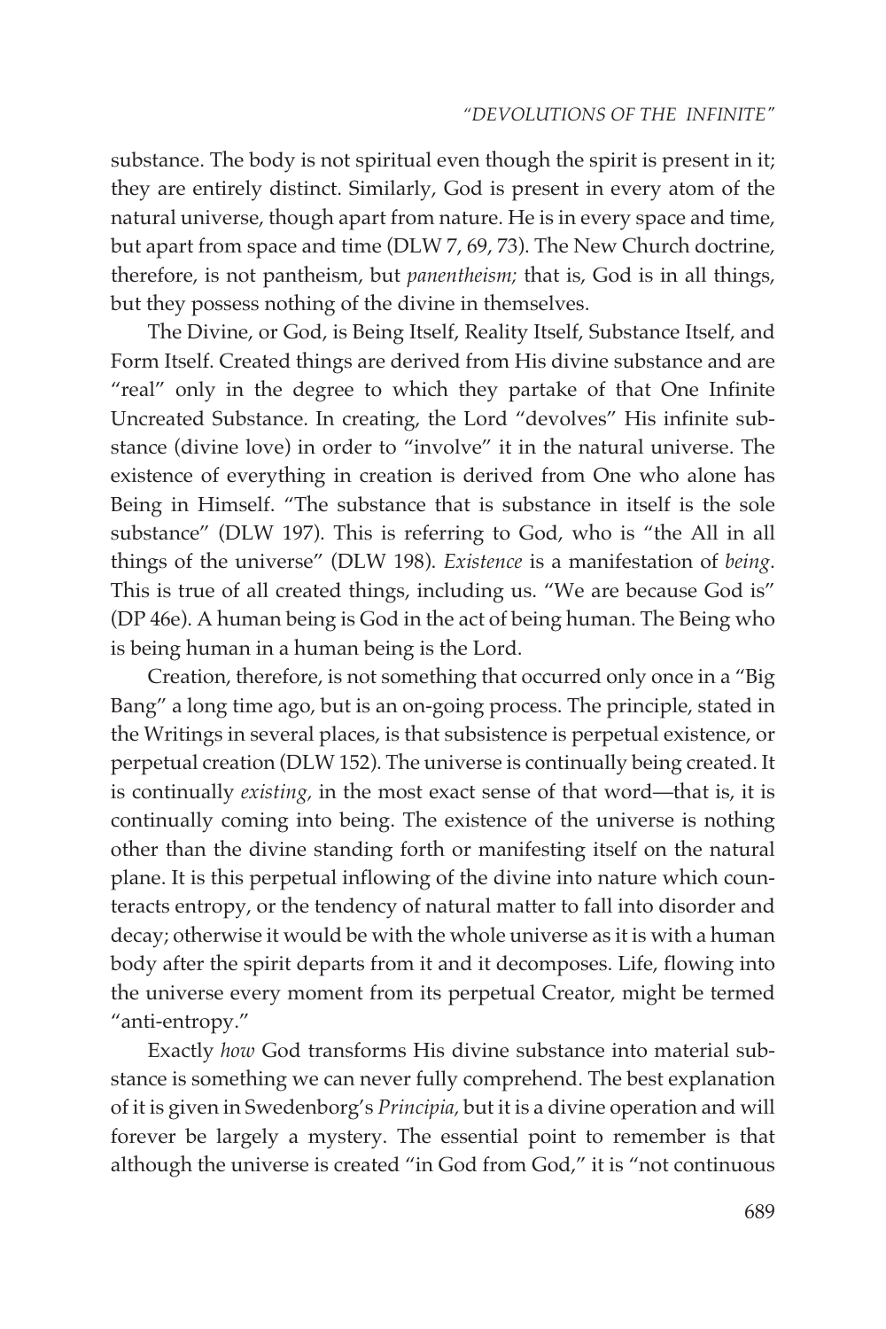substance. The body is not spiritual even though the spirit is present in it; they are entirely distinct. Similarly, God is present in every atom of the natural universe, though apart from nature. He is in every space and time, but apart from space and time (DLW 7, 69, 73). The New Church doctrine, therefore, is not pantheism, but *panentheism;* that is, God is in all things, but they possess nothing of the divine in themselves.

The Divine, or God, is Being Itself, Reality Itself, Substance Itself, and Form Itself. Created things are derived from His divine substance and are "real" only in the degree to which they partake of that One Infinite Uncreated Substance. In creating, the Lord "devolves" His infinite substance (divine love) in order to "involve" it in the natural universe. The existence of everything in creation is derived from One who alone has Being in Himself. "The substance that is substance in itself is the sole substance" (DLW 197). This is referring to God, who is "the All in all things of the universe" (DLW 198). *Existence* is a manifestation of *being*. This is true of all created things, including us. "We are because God is" (DP 46e). A human being is God in the act of being human. The Being who is being human in a human being is the Lord.

Creation, therefore, is not something that occurred only once in a "Big Bang" a long time ago, but is an on-going process. The principle, stated in the Writings in several places, is that subsistence is perpetual existence, or perpetual creation (DLW 152). The universe is continually being created. It is continually *existing,* in the most exact sense of that word—that is, it is continually coming into being. The existence of the universe is nothing other than the divine standing forth or manifesting itself on the natural plane. It is this perpetual inflowing of the divine into nature which counteracts entropy, or the tendency of natural matter to fall into disorder and decay; otherwise it would be with the whole universe as it is with a human body after the spirit departs from it and it decomposes. Life, flowing into the universe every moment from its perpetual Creator, might be termed "anti-entropy."

Exactly *how* God transforms His divine substance into material substance is something we can never fully comprehend. The best explanation of it is given in Swedenborg's *Principia,* but it is a divine operation and will forever be largely a mystery. The essential point to remember is that although the universe is created "in God from God," it is "not continuous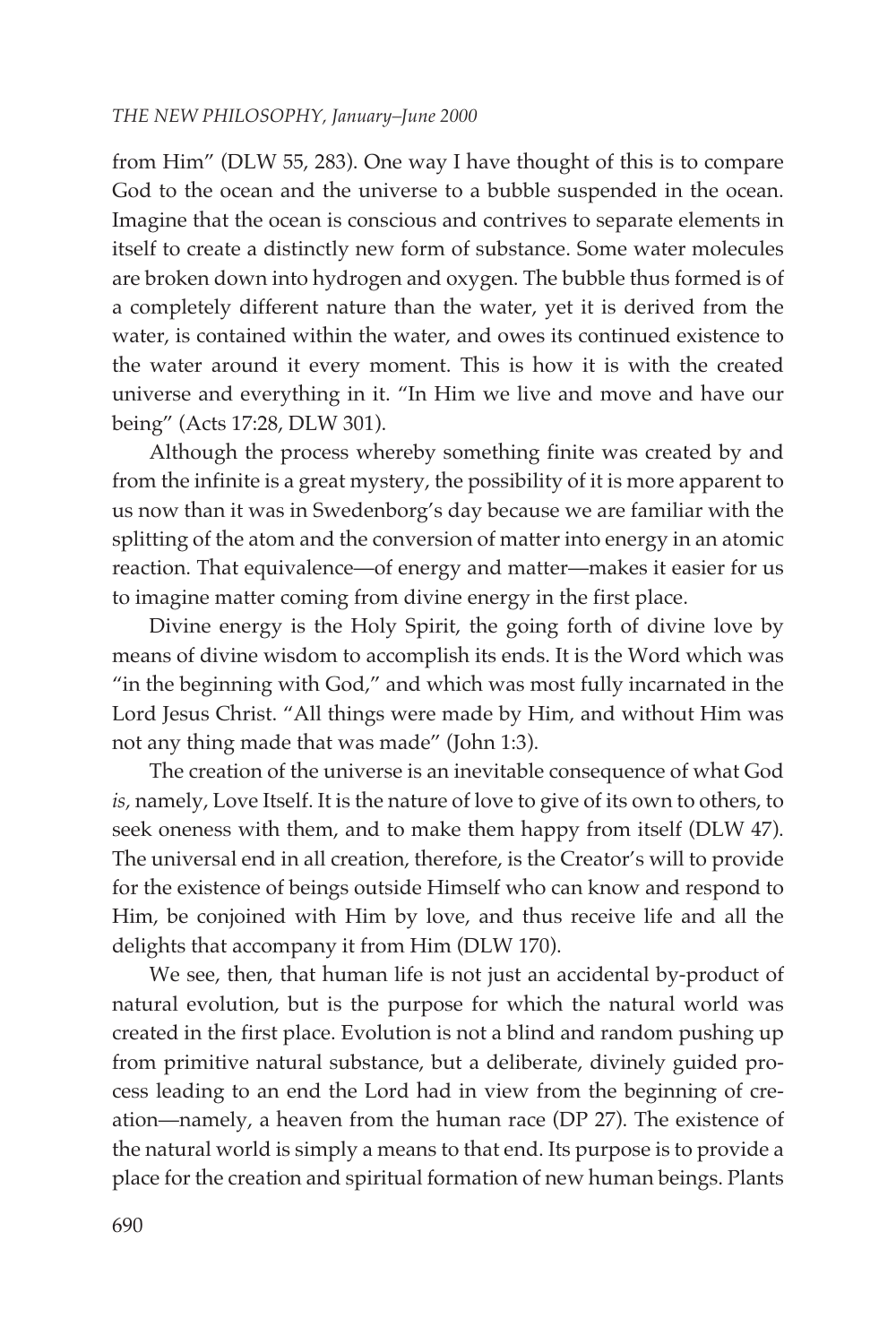from Him" (DLW 55, 283). One way I have thought of this is to compare God to the ocean and the universe to a bubble suspended in the ocean. Imagine that the ocean is conscious and contrives to separate elements in itself to create a distinctly new form of substance. Some water molecules are broken down into hydrogen and oxygen. The bubble thus formed is of a completely different nature than the water, yet it is derived from the water, is contained within the water, and owes its continued existence to the water around it every moment. This is how it is with the created universe and everything in it. "In Him we live and move and have our being" (Acts 17:28, DLW 301).

Although the process whereby something finite was created by and from the infinite is a great mystery, the possibility of it is more apparent to us now than it was in Swedenborg's day because we are familiar with the splitting of the atom and the conversion of matter into energy in an atomic reaction. That equivalence—of energy and matter—makes it easier for us to imagine matter coming from divine energy in the first place.

Divine energy is the Holy Spirit, the going forth of divine love by means of divine wisdom to accomplish its ends. It is the Word which was "in the beginning with God," and which was most fully incarnated in the Lord Jesus Christ. "All things were made by Him, and without Him was not any thing made that was made" (John 1:3).

The creation of the universe is an inevitable consequence of what God *is,* namely, Love Itself. It is the nature of love to give of its own to others, to seek oneness with them, and to make them happy from itself (DLW 47). The universal end in all creation, therefore, is the Creator's will to provide for the existence of beings outside Himself who can know and respond to Him, be conjoined with Him by love, and thus receive life and all the delights that accompany it from Him (DLW 170).

We see, then, that human life is not just an accidental by-product of natural evolution, but is the purpose for which the natural world was created in the first place. Evolution is not a blind and random pushing up from primitive natural substance, but a deliberate, divinely guided process leading to an end the Lord had in view from the beginning of creation—namely, a heaven from the human race (DP 27). The existence of the natural world is simply a means to that end. Its purpose is to provide a place for the creation and spiritual formation of new human beings. Plants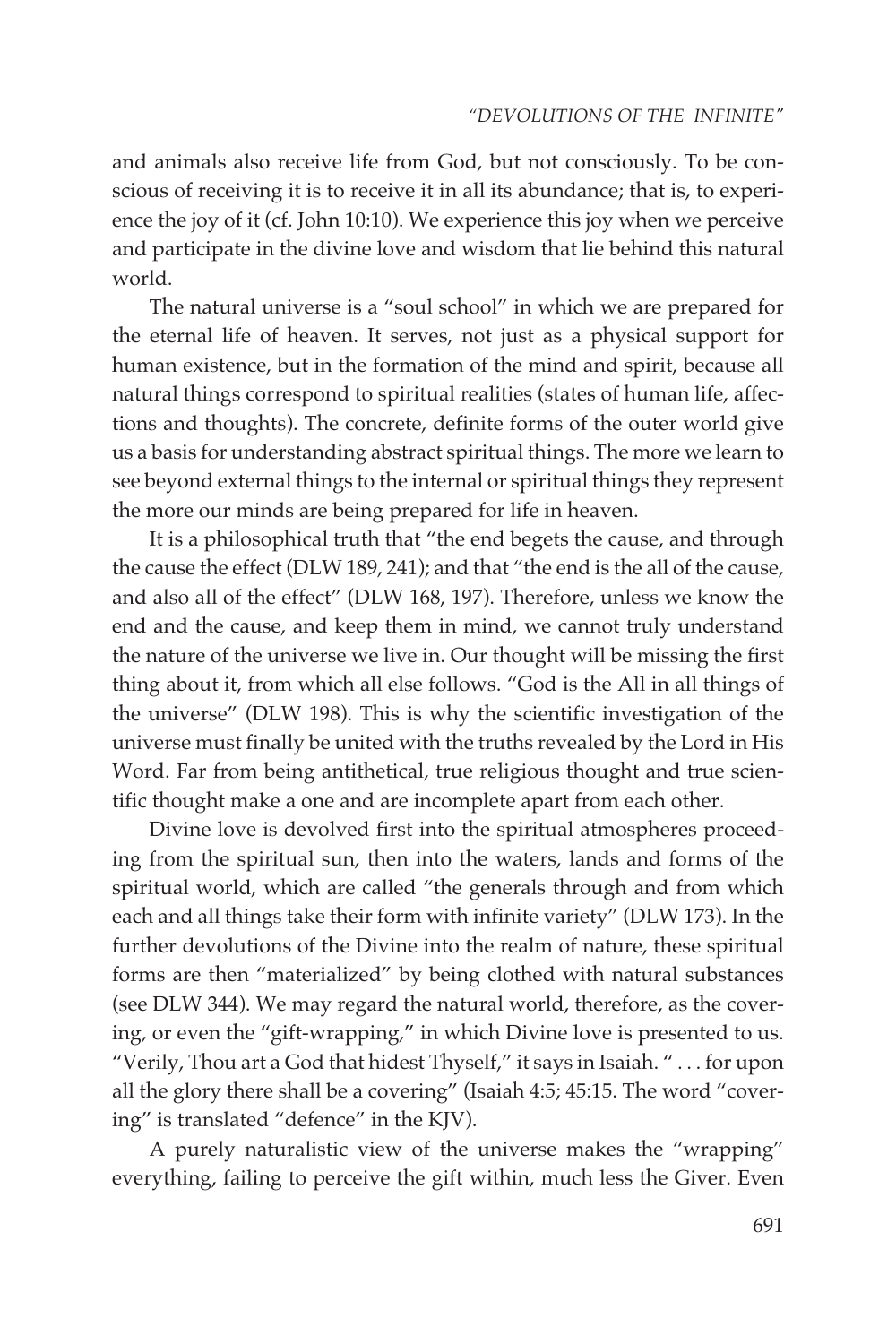and animals also receive life from God, but not consciously. To be conscious of receiving it is to receive it in all its abundance; that is, to experience the joy of it (cf. John 10:10). We experience this joy when we perceive and participate in the divine love and wisdom that lie behind this natural world.

The natural universe is a "soul school" in which we are prepared for the eternal life of heaven. It serves, not just as a physical support for human existence, but in the formation of the mind and spirit, because all natural things correspond to spiritual realities (states of human life, affections and thoughts). The concrete, definite forms of the outer world give us a basis for understanding abstract spiritual things. The more we learn to see beyond external things to the internal or spiritual things they represent the more our minds are being prepared for life in heaven.

It is a philosophical truth that "the end begets the cause, and through the cause the effect (DLW 189, 241); and that "the end is the all of the cause, and also all of the effect" (DLW 168, 197). Therefore, unless we know the end and the cause, and keep them in mind, we cannot truly understand the nature of the universe we live in. Our thought will be missing the first thing about it, from which all else follows. "God is the All in all things of the universe" (DLW 198). This is why the scientific investigation of the universe must finally be united with the truths revealed by the Lord in His Word. Far from being antithetical, true religious thought and true scientific thought make a one and are incomplete apart from each other.

Divine love is devolved first into the spiritual atmospheres proceeding from the spiritual sun, then into the waters, lands and forms of the spiritual world, which are called "the generals through and from which each and all things take their form with infinite variety" (DLW 173). In the further devolutions of the Divine into the realm of nature, these spiritual forms are then "materialized" by being clothed with natural substances (see DLW 344). We may regard the natural world, therefore, as the covering, or even the "gift-wrapping," in which Divine love is presented to us. "Verily, Thou art a God that hidest Thyself," it says in Isaiah. " . . . for upon all the glory there shall be a covering" (Isaiah 4:5; 45:15. The word "covering" is translated "defence" in the KJV).

A purely naturalistic view of the universe makes the "wrapping" everything, failing to perceive the gift within, much less the Giver. Even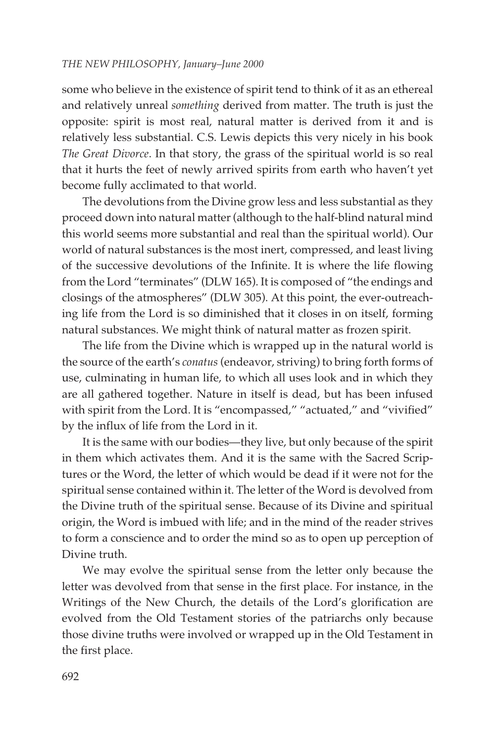some who believe in the existence of spirit tend to think of it as an ethereal and relatively unreal *something* derived from matter. The truth is just the opposite: spirit is most real, natural matter is derived from it and is relatively less substantial. C.S. Lewis depicts this very nicely in his book *The Great Divorce*. In that story, the grass of the spiritual world is so real that it hurts the feet of newly arrived spirits from earth who haven't yet become fully acclimated to that world.

The devolutions from the Divine grow less and less substantial as they proceed down into natural matter (although to the half-blind natural mind this world seems more substantial and real than the spiritual world). Our world of natural substances is the most inert, compressed, and least living of the successive devolutions of the Infinite. It is where the life flowing from the Lord "terminates" (DLW 165). It is composed of "the endings and closings of the atmospheres" (DLW 305). At this point, the ever-outreaching life from the Lord is so diminished that it closes in on itself, forming natural substances. We might think of natural matter as frozen spirit.

The life from the Divine which is wrapped up in the natural world is the source of the earth's *conatus* (endeavor, striving) to bring forth forms of use, culminating in human life, to which all uses look and in which they are all gathered together. Nature in itself is dead, but has been infused with spirit from the Lord. It is "encompassed," "actuated," and "vivified" by the influx of life from the Lord in it.

It is the same with our bodies—they live, but only because of the spirit in them which activates them. And it is the same with the Sacred Scriptures or the Word, the letter of which would be dead if it were not for the spiritual sense contained within it. The letter of the Word is devolved from the Divine truth of the spiritual sense. Because of its Divine and spiritual origin, the Word is imbued with life; and in the mind of the reader strives to form a conscience and to order the mind so as to open up perception of Divine truth.

We may evolve the spiritual sense from the letter only because the letter was devolved from that sense in the first place. For instance, in the Writings of the New Church, the details of the Lord's glorification are evolved from the Old Testament stories of the patriarchs only because those divine truths were involved or wrapped up in the Old Testament in the first place.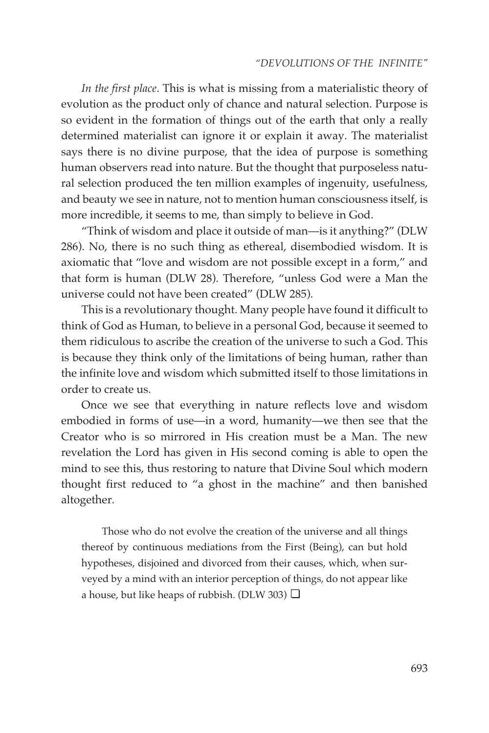*In the first place*. This is what is missing from a materialistic theory of evolution as the product only of chance and natural selection. Purpose is so evident in the formation of things out of the earth that only a really determined materialist can ignore it or explain it away. The materialist says there is no divine purpose, that the idea of purpose is something human observers read into nature. But the thought that purposeless natural selection produced the ten million examples of ingenuity, usefulness, and beauty we see in nature, not to mention human consciousness itself, is more incredible, it seems to me, than simply to believe in God.

"Think of wisdom and place it outside of man—is it anything?" (DLW 286). No, there is no such thing as ethereal, disembodied wisdom. It is axiomatic that "love and wisdom are not possible except in a form," and that form is human (DLW 28). Therefore, "unless God were a Man the universe could not have been created" (DLW 285).

This is a revolutionary thought. Many people have found it difficult to think of God as Human, to believe in a personal God, because it seemed to them ridiculous to ascribe the creation of the universe to such a God. This is because they think only of the limitations of being human, rather than the infinite love and wisdom which submitted itself to those limitations in order to create us.

Once we see that everything in nature reflects love and wisdom embodied in forms of use—in a word, humanity—we then see that the Creator who is so mirrored in His creation must be a Man. The new revelation the Lord has given in His second coming is able to open the mind to see this, thus restoring to nature that Divine Soul which modern thought first reduced to "a ghost in the machine" and then banished altogether.

> Those who do not evolve the creation of the universe and all things thereof by continuous mediations from the First (Being), can but hold hypotheses, disjoined and divorced from their causes, which, when surveyed by a mind with an interior perception of things, do not appear like a house, but like heaps of rubbish. (DLW 303) ❑